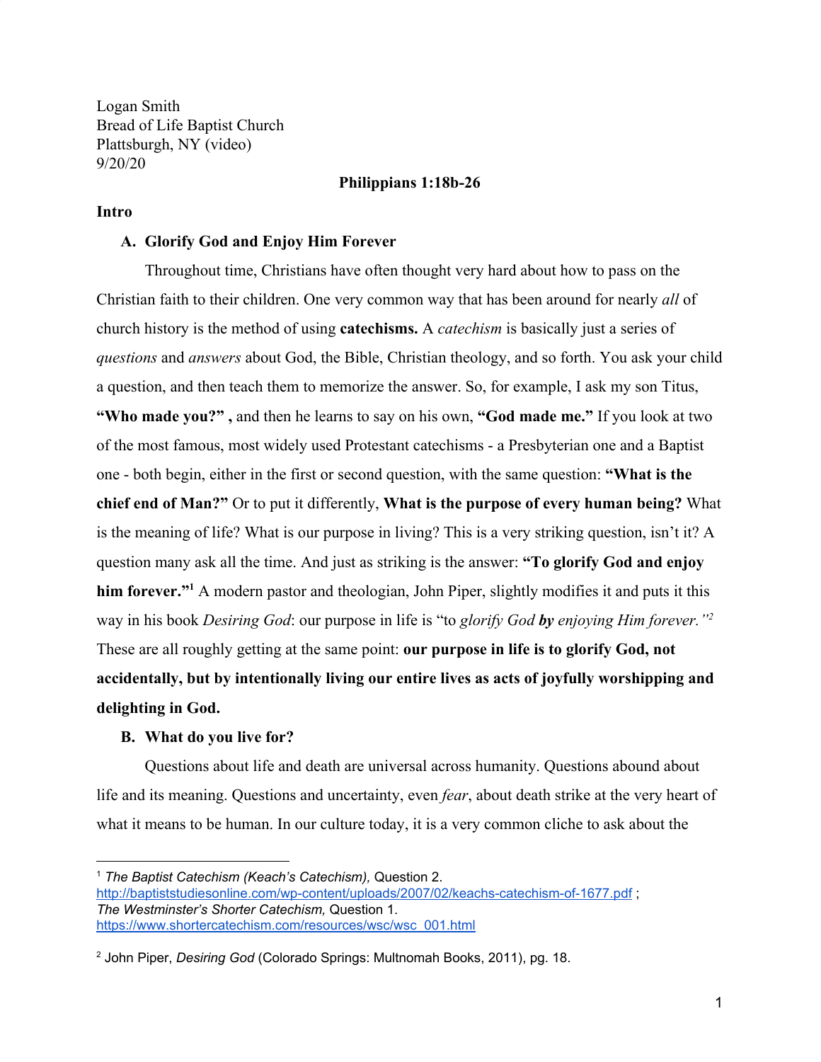Logan Smith
Bread of Life Baptist Church
Plattsburgh, NY (video)
9/20/20

**Philippians 1:18b-26**

**Intro**

**A. Glorify God and Enjoy Him Forever**

Throughout time, Christians have often thought very hard about how to pass on the Christian faith to their children. One very common way that has been around for nearly *all* of church history is the method of using **catechisms.** A *catechism* is basically just a series of *questions* and *answers* about God, the Bible, Christian theology, and so forth. You ask your child a question, and then teach them to memorize the answer. So, for example, I ask my son Titus, **"Who made you?" ,** and then he learns to say on his own, **"God made me."** If you look at two of the most famous, most widely used Protestant catechisms - a Presbyterian one and a Baptist one - both begin, either in the first or second question, with the same question: **"What is the chief end of Man?"** Or to put it differently, **What is the purpose of every human being?** What is the meaning of life? What is our purpose in living? This is a very striking question, isn't it? A question many ask all the time. And just as striking is the answer: **"To glorify God and enjoy him forever."**[1] A modern pastor and theologian, John Piper, slightly modifies it and puts it this way in his book *Desiring God*: our purpose in life is "to *glorify God* ***by*** *enjoying Him forever."*[2] These are all roughly getting at the same point: **our purpose in life is to glorify God, not accidentally, but by intentionally living our entire lives as acts of joyfully worshipping and delighting in God.**

**B. What do you live for?**

Questions about life and death are universal across humanity. Questions abound about life and its meaning. Questions and uncertainty, even *fear*, about death strike at the very heart of what it means to be human. In our culture today, it is a very common cliche to ask about the

---

[1] *The Baptist Catechism (Keach's Catechism),* Question 2. http://baptiststudiesonline.com/wp-content/uploads/2007/02/keachs-catechism-of-1677.pdf ; *The Westminster's Shorter Catechism,* Question 1. https://www.shortercatechism.com/resources/wsc/wsc_001.html

[2] John Piper, *Desiring God* (Colorado Springs: Multnomah Books, 2011), pg. 18.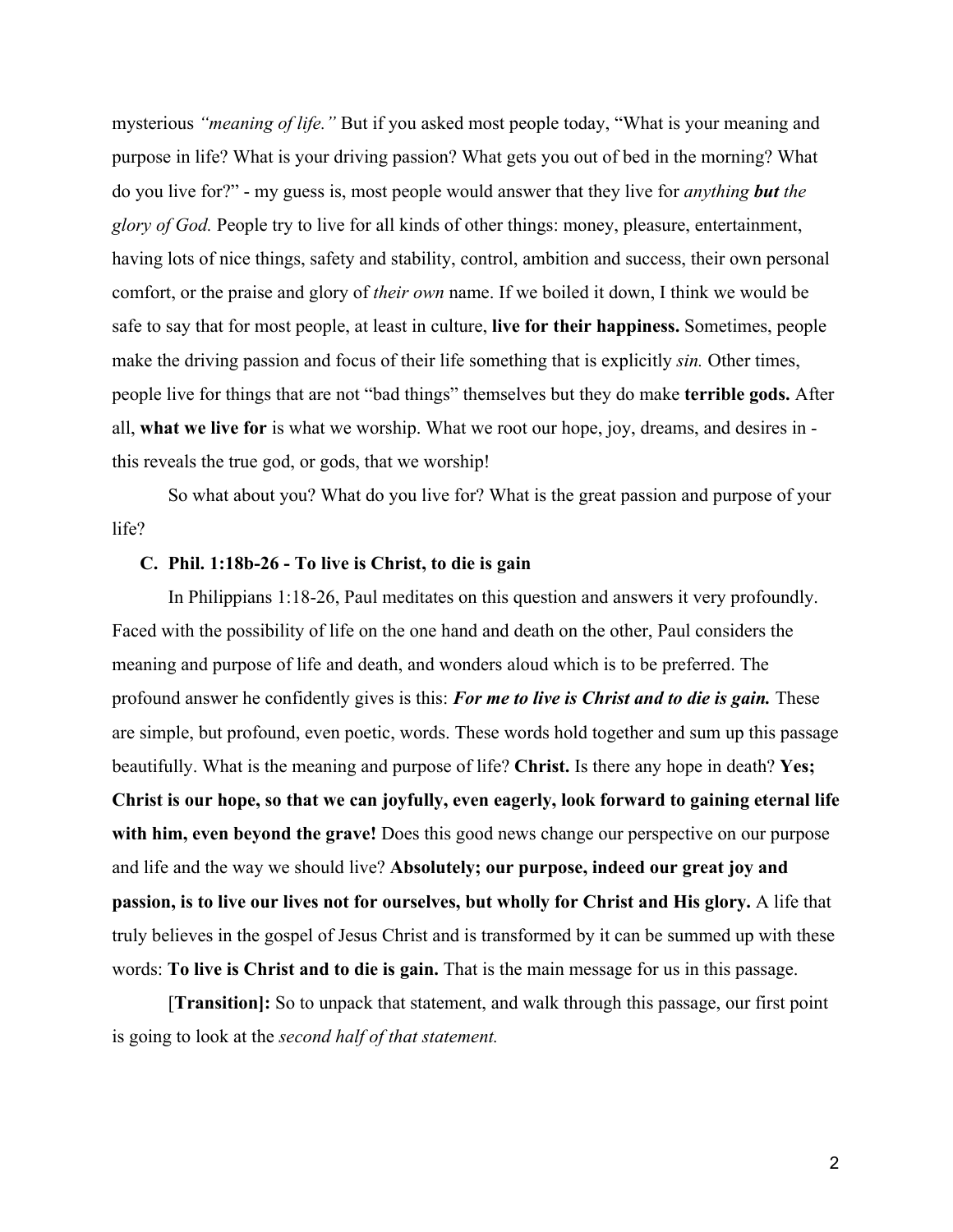mysterious *"meaning of life."* But if you asked most people today, "What is your meaning and purpose in life? What is your driving passion? What gets you out of bed in the morning? What do you live for?" - my guess is, most people would answer that they live for *anything* ***but*** *the glory of God.* People try to live for all kinds of other things: money, pleasure, entertainment, having lots of nice things, safety and stability, control, ambition and success, their own personal comfort, or the praise and glory of *their own* name. If we boiled it down, I think we would be safe to say that for most people, at least in culture, **live for their happiness.** Sometimes, people make the driving passion and focus of their life something that is explicitly *sin.* Other times, people live for things that are not "bad things" themselves but they do make **terrible gods.** After all, **what we live for** is what we worship. What we root our hope, joy, dreams, and desires in - this reveals the true god, or gods, that we worship!

So what about you? What do you live for? What is the great passion and purpose of your life?

### C. Phil. 1:18b-26 - To live is Christ, to die is gain

In Philippians 1:18-26, Paul meditates on this question and answers it very profoundly. Faced with the possibility of life on the one hand and death on the other, Paul considers the meaning and purpose of life and death, and wonders aloud which is to be preferred. The profound answer he confidently gives is this: ***For me to live is Christ and to die is gain.*** These are simple, but profound, even poetic, words. These words hold together and sum up this passage beautifully. What is the meaning and purpose of life? **Christ.** Is there any hope in death? **Yes; Christ is our hope, so that we can joyfully, even eagerly, look forward to gaining eternal life with him, even beyond the grave!** Does this good news change our perspective on our purpose and life and the way we should live? **Absolutely; our purpose, indeed our great joy and passion, is to live our lives not for ourselves, but wholly for Christ and His glory.** A life that truly believes in the gospel of Jesus Christ and is transformed by it can be summed up with these words: **To live is Christ and to die is gain.** That is the main message for us in this passage.

[**Transition]:** So to unpack that statement, and walk through this passage, our first point is going to look at the *second half of that statement.*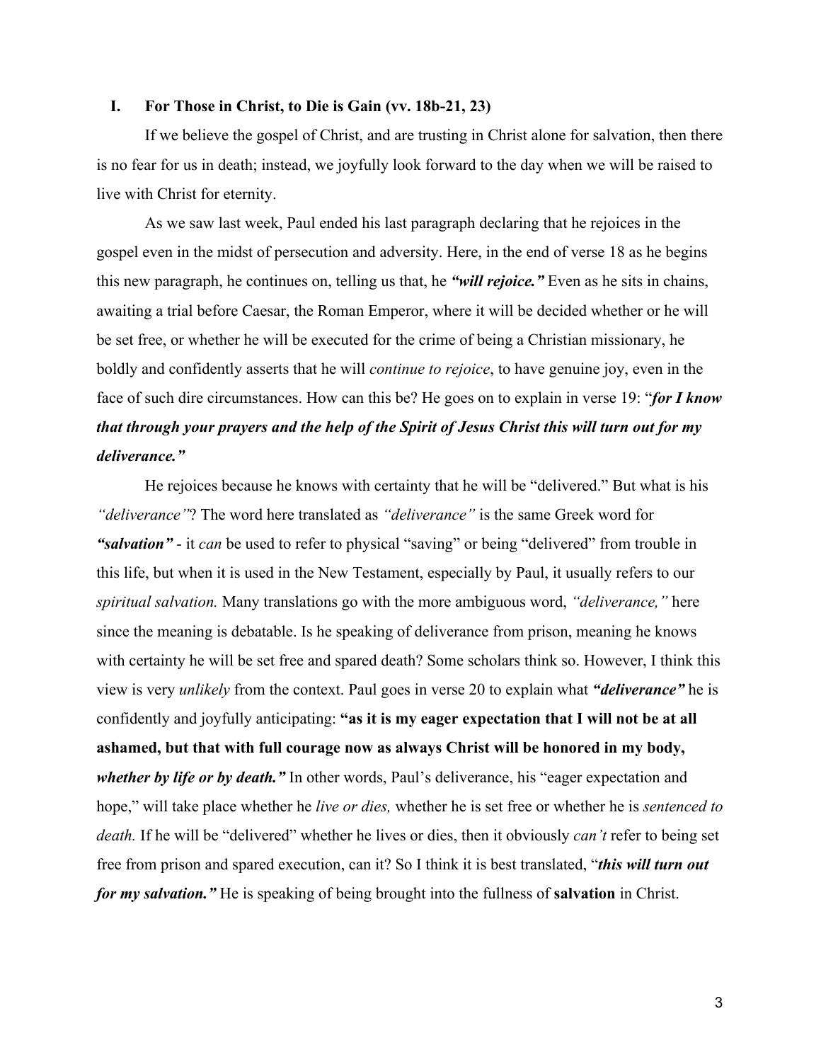## I. For Those in Christ, to Die is Gain (vv. 18b-21, 23)

If we believe the gospel of Christ, and are trusting in Christ alone for salvation, then there is no fear for us in death; instead, we joyfully look forward to the day when we will be raised to live with Christ for eternity.

As we saw last week, Paul ended his last paragraph declaring that he rejoices in the gospel even in the midst of persecution and adversity. Here, in the end of verse 18 as he begins this new paragraph, he continues on, telling us that, he ***"will rejoice."*** Even as he sits in chains, awaiting a trial before Caesar, the Roman Emperor, where it will be decided whether or he will be set free, or whether he will be executed for the crime of being a Christian missionary, he boldly and confidently asserts that he will *continue to rejoice*, to have genuine joy, even in the face of such dire circumstances. How can this be? He goes on to explain in verse 19: "***for I know that through your prayers and the help of the Spirit of Jesus Christ this will turn out for my deliverance."***

He rejoices because he knows with certainty that he will be "delivered." But what is his *"deliverance"*? The word here translated as *"deliverance"* is the same Greek word for ***"salvation"*** - it *can* be used to refer to physical "saving" or being "delivered" from trouble in this life, but when it is used in the New Testament, especially by Paul, it usually refers to our *spiritual salvation.* Many translations go with the more ambiguous word, *"deliverance,"* here since the meaning is debatable. Is he speaking of deliverance from prison, meaning he knows with certainty he will be set free and spared death? Some scholars think so. However, I think this view is very *unlikely* from the context. Paul goes in verse 20 to explain what ***"deliverance"*** he is confidently and joyfully anticipating: **"as it is my eager expectation that I will not be at all ashamed, but that with full courage now as always Christ will be honored in my body, *whether by life or by death."*** In other words, Paul's deliverance, his "eager expectation and hope," will take place whether he *live or dies,* whether he is set free or whether he is *sentenced to death.* If he will be "delivered" whether he lives or dies, then it obviously *can't* refer to being set free from prison and spared execution, can it? So I think it is best translated, "***this will turn out for my salvation."*** He is speaking of being brought into the fullness of **salvation** in Christ.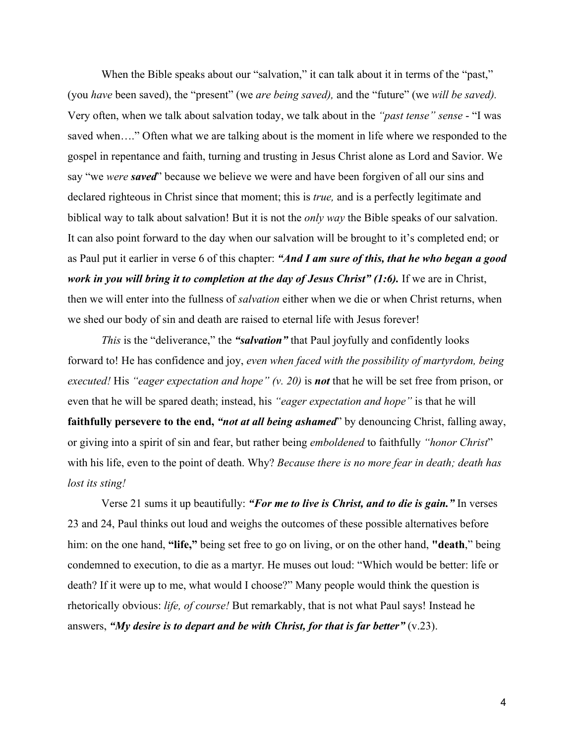When the Bible speaks about our "salvation," it can talk about it in terms of the "past," (you *have* been saved), the "present" (we *are being saved),* and the "future" (we *will be saved).* Very often, when we talk about salvation today, we talk about in the *"past tense" sense* - "I was saved when…." Often what we are talking about is the moment in life where we responded to the gospel in repentance and faith, turning and trusting in Jesus Christ alone as Lord and Savior. We say "we *were* ***saved***" because we believe we were and have been forgiven of all our sins and declared righteous in Christ since that moment; this is *true,* and is a perfectly legitimate and biblical way to talk about salvation! But it is not the *only way* the Bible speaks of our salvation. It can also point forward to the day when our salvation will be brought to it's completed end; or as Paul put it earlier in verse 6 of this chapter: ***"And I am sure of this, that he who began a good work in you will bring it to completion at the day of Jesus Christ" (1:6).*** If we are in Christ, then we will enter into the fullness of *salvation* either when we die or when Christ returns, when we shed our body of sin and death are raised to eternal life with Jesus forever!

*This* is the "deliverance," the ***"salvation"*** that Paul joyfully and confidently looks forward to! He has confidence and joy, *even when faced with the possibility of martyrdom, being executed!* His *"eager expectation and hope" (v. 20)* is ***not*** that he will be set free from prison, or even that he will be spared death; instead, his *"eager expectation and hope"* is that he will **faithfully persevere to the end,** ***"not at all being ashamed***" by denouncing Christ, falling away, or giving into a spirit of sin and fear, but rather being *emboldened* to faithfully *"honor Christ*" with his life, even to the point of death. Why? *Because there is no more fear in death; death has lost its sting!*

Verse 21 sums it up beautifully: ***"For me to live is Christ, and to die is gain."*** In verses 23 and 24, Paul thinks out loud and weighs the outcomes of these possible alternatives before him: on the one hand, **"life,"** being set free to go on living, or on the other hand, **"death**," being condemned to execution, to die as a martyr. He muses out loud: "Which would be better: life or death? If it were up to me, what would I choose?" Many people would think the question is rhetorically obvious: *life, of course!* But remarkably, that is not what Paul says! Instead he answers, ***"My desire is to depart and be with Christ, for that is far better"*** (v.23).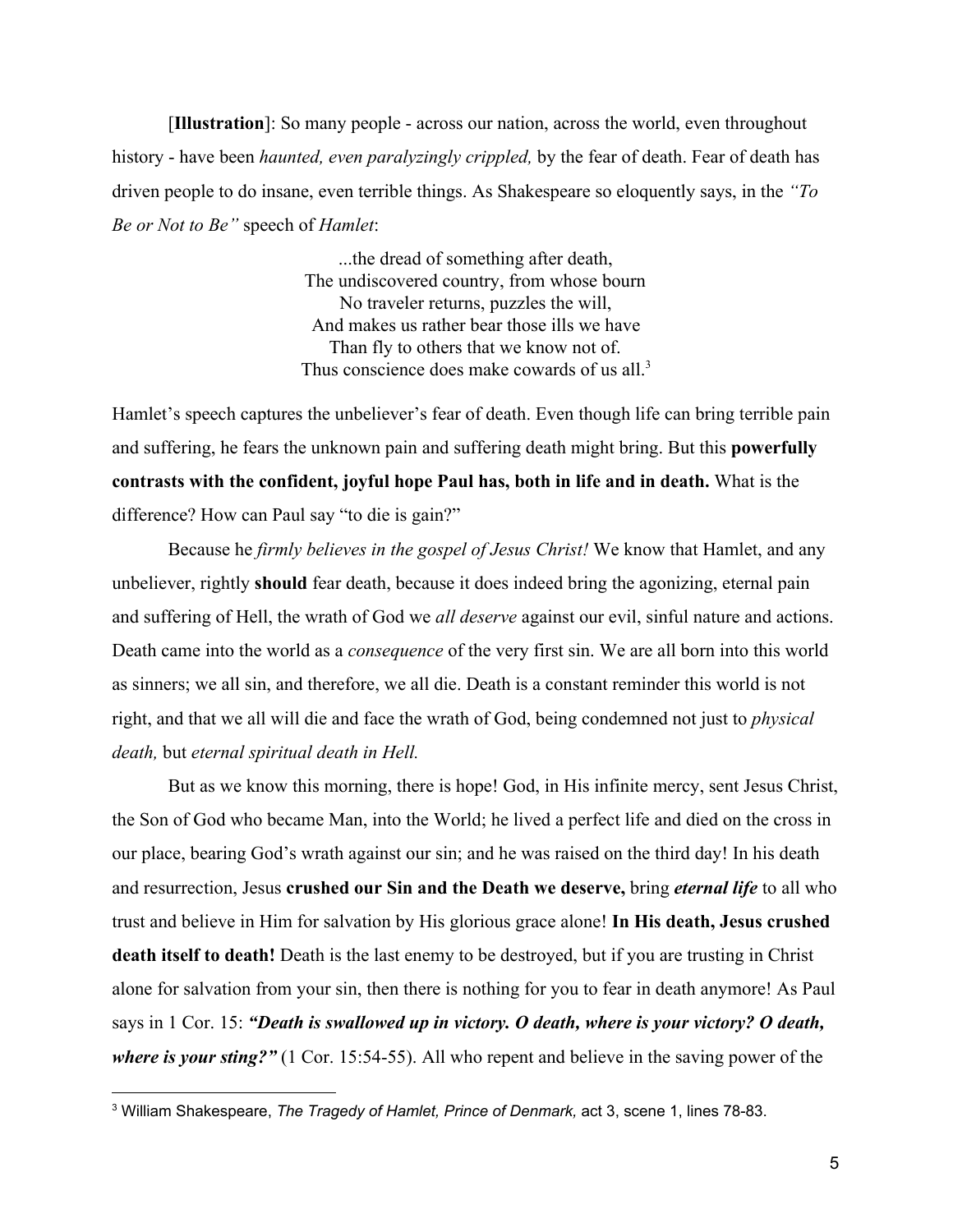[**Illustration**]: So many people - across our nation, across the world, even throughout history - have been *haunted, even paralyzingly crippled,* by the fear of death. Fear of death has driven people to do insane, even terrible things. As Shakespeare so eloquently says, in the *"To Be or Not to Be"* speech of *Hamlet*:

> ...the dread of something after death,
> The undiscovered country, from whose bourn
> No traveler returns, puzzles the will,
> And makes us rather bear those ills we have
> Than fly to others that we know not of.
> Thus conscience does make cowards of us all.[3]

Hamlet's speech captures the unbeliever's fear of death. Even though life can bring terrible pain and suffering, he fears the unknown pain and suffering death might bring. But this **powerfully contrasts with the confident, joyful hope Paul has, both in life and in death.** What is the difference? How can Paul say "to die is gain?"

Because he *firmly believes in the gospel of Jesus Christ!* We know that Hamlet, and any unbeliever, rightly **should** fear death, because it does indeed bring the agonizing, eternal pain and suffering of Hell, the wrath of God we *all deserve* against our evil, sinful nature and actions. Death came into the world as a *consequence* of the very first sin. We are all born into this world as sinners; we all sin, and therefore, we all die. Death is a constant reminder this world is not right, and that we all will die and face the wrath of God, being condemned not just to *physical death,* but *eternal spiritual death in Hell.*

But as we know this morning, there is hope! God, in His infinite mercy, sent Jesus Christ, the Son of God who became Man, into the World; he lived a perfect life and died on the cross in our place, bearing God's wrath against our sin; and he was raised on the third day! In his death and resurrection, Jesus **crushed our Sin and the Death we deserve,** bring ***eternal life*** to all who trust and believe in Him for salvation by His glorious grace alone! **In His death, Jesus crushed death itself to death!** Death is the last enemy to be destroyed, but if you are trusting in Christ alone for salvation from your sin, then there is nothing for you to fear in death anymore! As Paul says in 1 Cor. 15: ***"Death is swallowed up in victory. O death, where is your victory? O death, where is your sting?"*** (1 Cor. 15:54-55). All who repent and believe in the saving power of the

[3] William Shakespeare, *The Tragedy of Hamlet, Prince of Denmark,* act 3, scene 1, lines 78-83.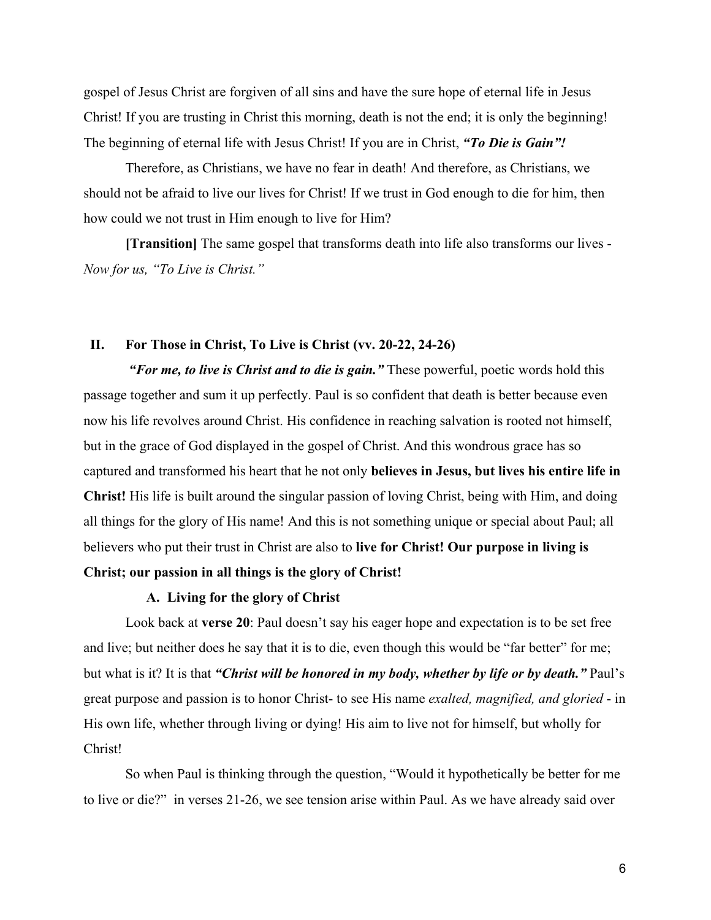gospel of Jesus Christ are forgiven of all sins and have the sure hope of eternal life in Jesus Christ! If you are trusting in Christ this morning, death is not the end; it is only the beginning! The beginning of eternal life with Jesus Christ! If you are in Christ, ***"To Die is Gain"!***

Therefore, as Christians, we have no fear in death! And therefore, as Christians, we should not be afraid to live our lives for Christ! If we trust in God enough to die for him, then how could we not trust in Him enough to live for Him?

**[Transition]** The same gospel that transforms death into life also transforms our lives - *Now for us, "To Live is Christ."*

## II. For Those in Christ, To Live is Christ (vv. 20-22, 24-26)

***"For me, to live is Christ and to die is gain."*** These powerful, poetic words hold this passage together and sum it up perfectly. Paul is so confident that death is better because even now his life revolves around Christ. His confidence in reaching salvation is rooted not himself, but in the grace of God displayed in the gospel of Christ. And this wondrous grace has so captured and transformed his heart that he not only **believes in Jesus, but lives his entire life in Christ!** His life is built around the singular passion of loving Christ, being with Him, and doing all things for the glory of His name! And this is not something unique or special about Paul; all believers who put their trust in Christ are also to **live for Christ! Our purpose in living is Christ; our passion in all things is the glory of Christ!**

### A. Living for the glory of Christ

Look back at **verse 20**: Paul doesn't say his eager hope and expectation is to be set free and live; but neither does he say that it is to die, even though this would be "far better" for me; but what is it? It is that ***"Christ will be honored in my body, whether by life or by death."*** Paul's great purpose and passion is to honor Christ- to see His name *exalted, magnified, and gloried* - in His own life, whether through living or dying! His aim to live not for himself, but wholly for Christ!

So when Paul is thinking through the question, "Would it hypothetically be better for me to live or die?" in verses 21-26, we see tension arise within Paul. As we have already said over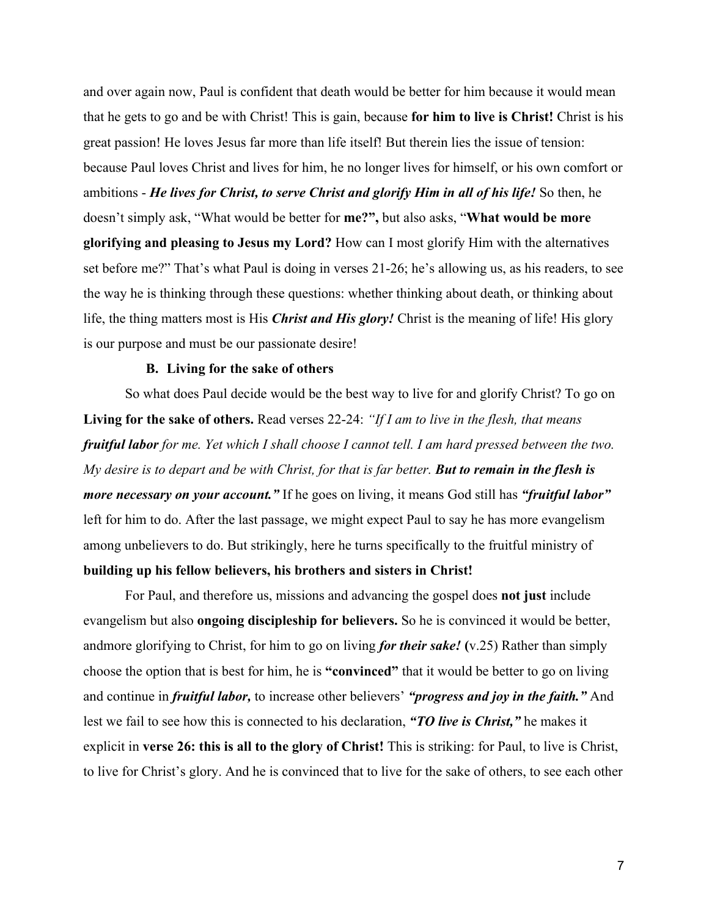and over again now, Paul is confident that death would be better for him because it would mean that he gets to go and be with Christ! This is gain, because **for him to live is Christ!** Christ is his great passion! He loves Jesus far more than life itself! But therein lies the issue of tension: because Paul loves Christ and lives for him, he no longer lives for himself, or his own comfort or ambitions - ***He lives for Christ, to serve Christ and glorify Him in all of his life!*** So then, he doesn't simply ask, "What would be better for **me?",** but also asks, "**What would be more glorifying and pleasing to Jesus my Lord?** How can I most glorify Him with the alternatives set before me?" That's what Paul is doing in verses 21-26; he's allowing us, as his readers, to see the way he is thinking through these questions: whether thinking about death, or thinking about life, the thing matters most is His ***Christ and His glory!*** Christ is the meaning of life! His glory is our purpose and must be our passionate desire!

### B. Living for the sake of others

So what does Paul decide would be the best way to live for and glorify Christ? To go on **Living for the sake of others.** Read verses 22-24: *"If I am to live in the flesh, that means **fruitful labor** for me. Yet which I shall choose I cannot tell. I am hard pressed between the two. My desire is to depart and be with Christ, for that is far better. **But to remain in the flesh is more necessary on your account."*** If he goes on living, it means God still has ***"fruitful labor"*** left for him to do. After the last passage, we might expect Paul to say he has more evangelism among unbelievers to do. But strikingly, here he turns specifically to the fruitful ministry of **building up his fellow believers, his brothers and sisters in Christ!**

For Paul, and therefore us, missions and advancing the gospel does **not just** include evangelism but also **ongoing discipleship for believers.** So he is convinced it would be better, andmore glorifying to Christ, for him to go on living ***for their sake!*** **(**v.25) Rather than simply choose the option that is best for him, he is **"convinced"** that it would be better to go on living and continue in ***fruitful labor,*** to increase other believers' ***"progress and joy in the faith."*** And lest we fail to see how this is connected to his declaration, ***"TO live is Christ,"*** he makes it explicit in **verse 26: this is all to the glory of Christ!** This is striking: for Paul, to live is Christ, to live for Christ's glory. And he is convinced that to live for the sake of others, to see each other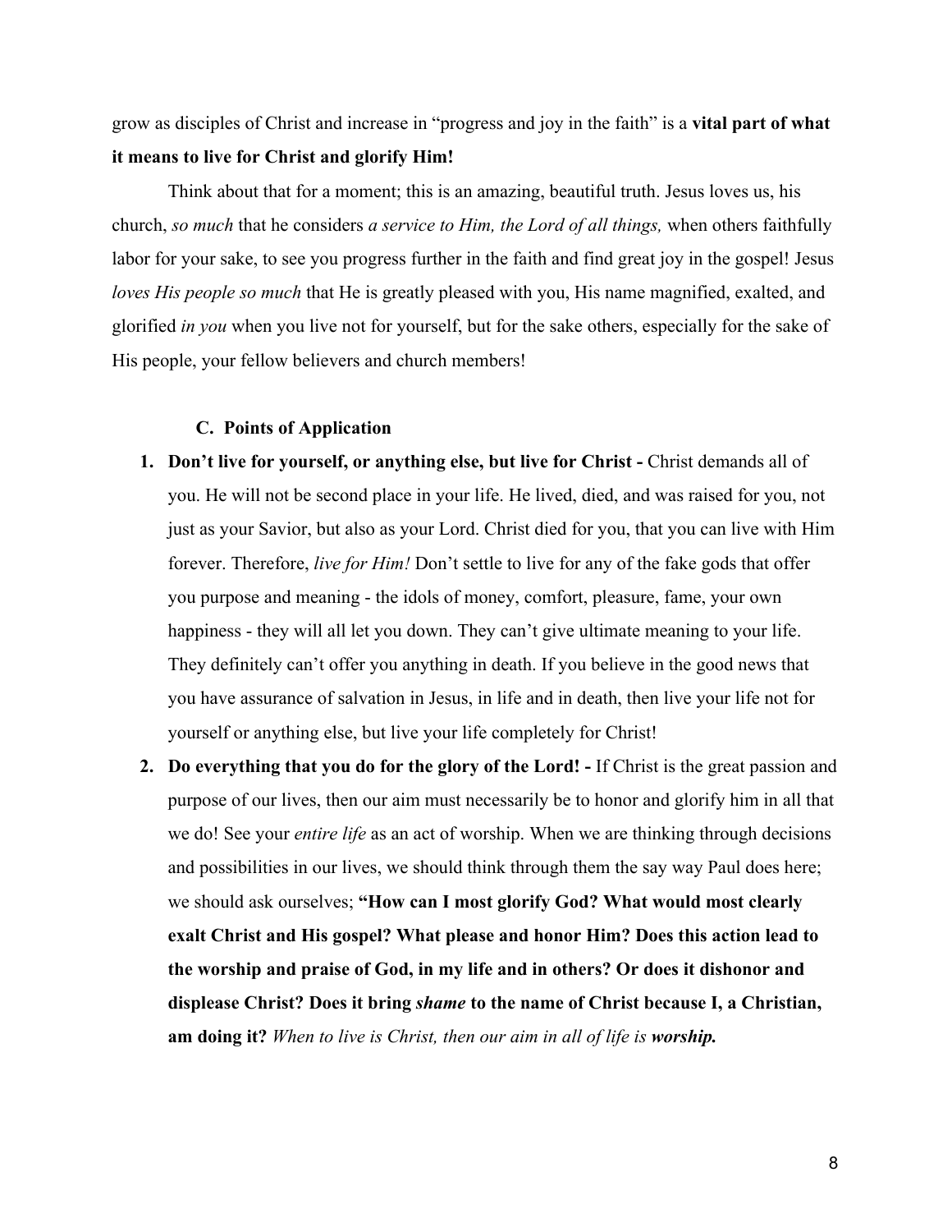grow as disciples of Christ and increase in "progress and joy in the faith" is a **vital part of what it means to live for Christ and glorify Him!**

Think about that for a moment; this is an amazing, beautiful truth. Jesus loves us, his church, *so much* that he considers *a service to Him, the Lord of all things,* when others faithfully labor for your sake, to see you progress further in the faith and find great joy in the gospel! Jesus *loves His people so much* that He is greatly pleased with you, His name magnified, exalted, and glorified *in you* when you live not for yourself, but for the sake others, especially for the sake of His people, your fellow believers and church members!

### C. Points of Application

1. **Don't live for yourself, or anything else, but live for Christ -** Christ demands all of you. He will not be second place in your life. He lived, died, and was raised for you, not just as your Savior, but also as your Lord. Christ died for you, that you can live with Him forever. Therefore, *live for Him!* Don't settle to live for any of the fake gods that offer you purpose and meaning - the idols of money, comfort, pleasure, fame, your own happiness - they will all let you down. They can't give ultimate meaning to your life. They definitely can't offer you anything in death. If you believe in the good news that you have assurance of salvation in Jesus, in life and in death, then live your life not for yourself or anything else, but live your life completely for Christ!
2. **Do everything that you do for the glory of the Lord! -** If Christ is the great passion and purpose of our lives, then our aim must necessarily be to honor and glorify him in all that we do! See your *entire life* as an act of worship. When we are thinking through decisions and possibilities in our lives, we should think through them the say way Paul does here; we should ask ourselves; **"How can I most glorify God? What would most clearly exalt Christ and His gospel? What please and honor Him? Does this action lead to the worship and praise of God, in my life and in others? Or does it dishonor and displease Christ? Does it bring *shame* to the name of Christ because I, a Christian, am doing it?** *When to live is Christ, then our aim in all of life is **worship.***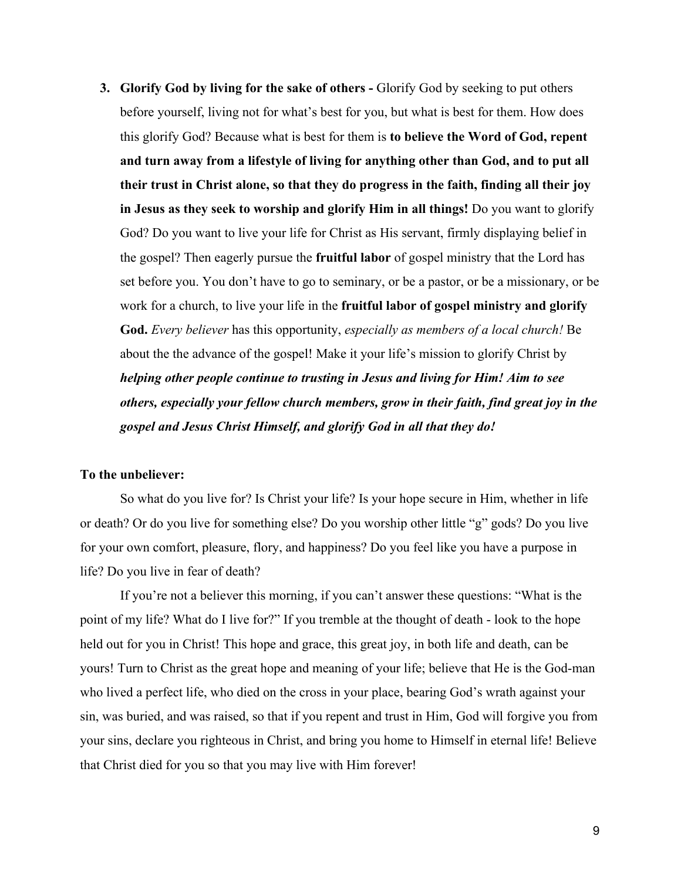3. **Glorify God by living for the sake of others -** Glorify God by seeking to put others before yourself, living not for what's best for you, but what is best for them. How does this glorify God? Because what is best for them is **to believe the Word of God, repent and turn away from a lifestyle of living for anything other than God, and to put all their trust in Christ alone, so that they do progress in the faith, finding all their joy in Jesus as they seek to worship and glorify Him in all things!** Do you want to glorify God? Do you want to live your life for Christ as His servant, firmly displaying belief in the gospel? Then eagerly pursue the **fruitful labor** of gospel ministry that the Lord has set before you. You don't have to go to seminary, or be a pastor, or be a missionary, or be work for a church, to live your life in the **fruitful labor of gospel ministry and glorify God.** *Every believer* has this opportunity, *especially as members of a local church!* Be about the the advance of the gospel! Make it your life's mission to glorify Christ by ***helping other people continue to trusting in Jesus and living for Him! Aim to see others, especially your fellow church members, grow in their faith, find great joy in the gospel and Jesus Christ Himself, and glorify God in all that they do!***

**To the unbeliever:**

So what do you live for? Is Christ your life? Is your hope secure in Him, whether in life or death? Or do you live for something else? Do you worship other little "g" gods? Do you live for your own comfort, pleasure, flory, and happiness? Do you feel like you have a purpose in life? Do you live in fear of death?

If you're not a believer this morning, if you can't answer these questions: "What is the point of my life? What do I live for?" If you tremble at the thought of death - look to the hope held out for you in Christ! This hope and grace, this great joy, in both life and death, can be yours! Turn to Christ as the great hope and meaning of your life; believe that He is the God-man who lived a perfect life, who died on the cross in your place, bearing God's wrath against your sin, was buried, and was raised, so that if you repent and trust in Him, God will forgive you from your sins, declare you righteous in Christ, and bring you home to Himself in eternal life! Believe that Christ died for you so that you may live with Him forever!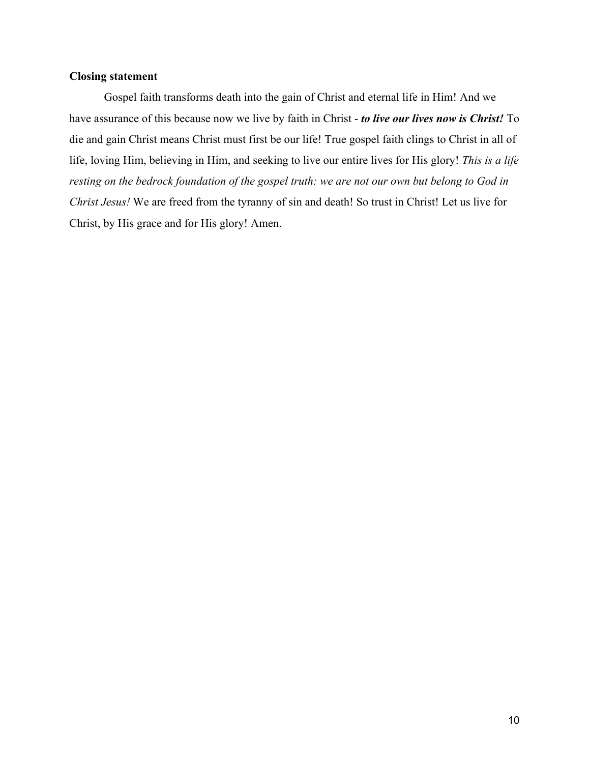**Closing statement**

Gospel faith transforms death into the gain of Christ and eternal life in Him! And we have assurance of this because now we live by faith in Christ - ***to live our lives now is Christ!*** To die and gain Christ means Christ must first be our life! True gospel faith clings to Christ in all of life, loving Him, believing in Him, and seeking to live our entire lives for His glory! *This is a life resting on the bedrock foundation of the gospel truth: we are not our own but belong to God in Christ Jesus!* We are freed from the tyranny of sin and death! So trust in Christ! Let us live for Christ, by His grace and for His glory! Amen.